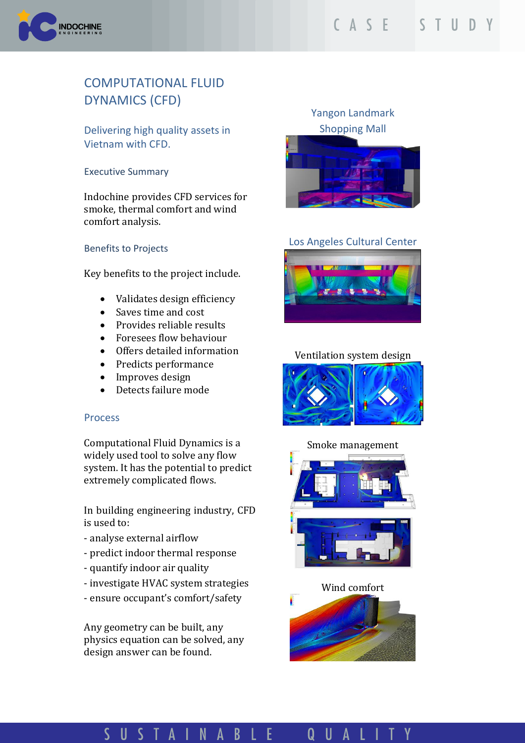# COMPUTATIONAL FLUID DYNAMICS (CFD)

## Delivering high quality assets in Vietnam with CFD.

### Executive Summary

Indochine provides CFD services for smoke, thermal comfort and wind comfort analysis.

### Benefits to Projects

Key benefits to the project include.

- Validates design efficiency
- Saves time and cost
- Provides reliable results
- Foresees flow behaviour
- Offers detailed information
- Predicts performance
- Improves design
- Detects failure mode

### Process

Computational Fluid Dynamics is a widely used tool to solve any flow system. It has the potential to predict extremely complicated flows.

In building engineering industry, CFD is used to:

- analyse external airflow
- predict indoor thermal response
- quantify indoor air quality
- investigate HVAC system strategies
- ensure occupant's comfort/safety

Any geometry can be built, any physics equation can be solved, any design answer can be found.

Yangon Landmark Shopping Mall

Los Angeles Cultural Center

Ventilation system design

Smoke management

Wind comfort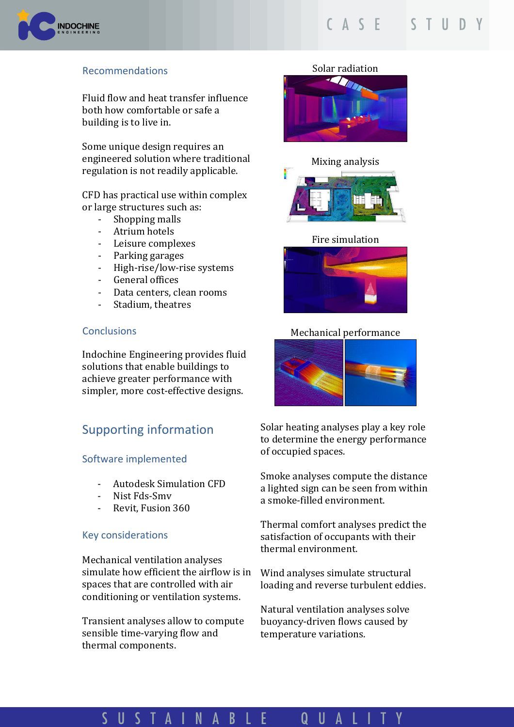## Recommendations

Fluid flow and heat transfer influence both how comfortable or safe a building is to live in.

Some unique design requires an engineered solution where traditional regulation is not readily applicable.

CFD has practical use within complex or large structures such as:

- Shopping malls
- Atrium hotels
- Leisure complexes
- Parking garages
- High-rise/low-rise systems
- General offices
- Data centers, clean rooms
- Stadium, theatres

## Conclusions

Indochine Engineering provides fluid solutions that enable buildings to achieve greater performance with simpler, more cost-effective designs.

Solar radiation

Mixing analysis

Fire simulation

Mechanical performance

# Supporting information

## Software implemented

- Autodesk Simulation CFD
- Nist Fds-Smv
- Revit, Fusion 360

## Key considerations

Mechanical ventilation analyses simulate how efficient the airflow is in spaces that are controlled with air conditioning or ventilation systems.

Transient analyses allow to compute sensible time-varying flow and thermal components.

Solar heating analyses play a key role to determine the energy performance of occupied spaces.

Smoke analyses compute the distance a lighted sign can be seen from within a smoke-filled environment.

Thermal comfort analyses predict the satisfaction of occupants with their thermal environment.

Wind analyses simulate structural loading and reverse turbulent eddies.

Natural ventilation analyses solve buoyancy-driven flows caused by temperature variations.